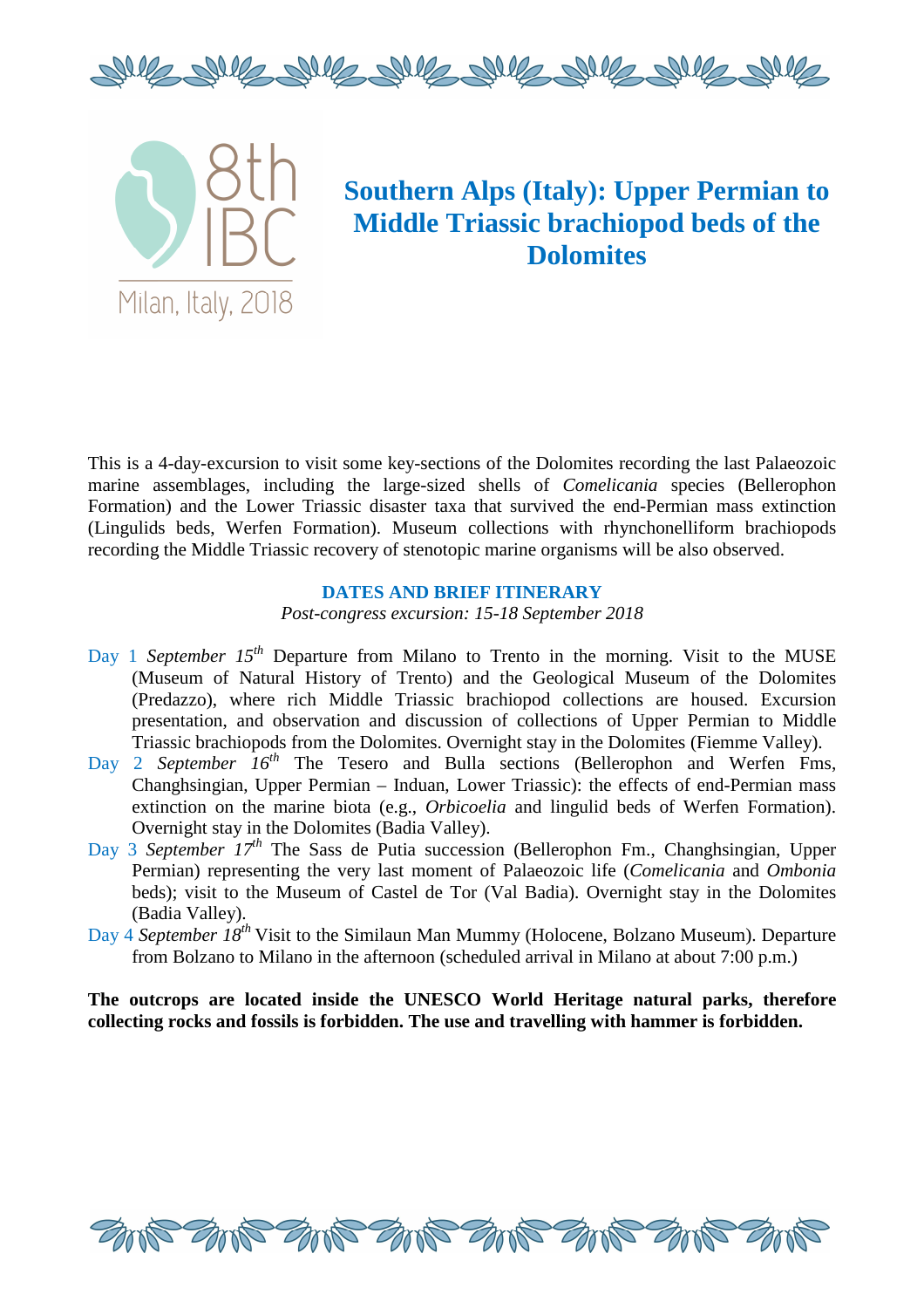8th IBC

Milan, Italy, 2018

# Southern Alps (Italy): Upper Permian to Middle Triassic brachiopod beds of the Dolomites

This is a 4-day-excursion to visit some key-sections of the Dolomites recording the last Palaeozoic marine assemblages, including the large-sized shells of *Comelicania* species (Bellerophon Formation) and the Lower Triassic disaster taxa that survived the end-Permian mass extinction (Lingulids beds, Werfen Formation). Museum collections with rhynchonelliform brachiopods recording the Middle Triassic recovery of stenotopic marine organisms will be also observed.

## DATES AND BRIEF ITINERARY

*Post-congress excursion: 15-18 September 2018*

Day 1 *September 15th* Departure from Milano to Trento in the morning. Visit to the MUSE (Museum of Natural History of Trento) and the Geological Museum of the Dolomites (Predazzo), where rich Middle Triassic brachiopod collections are housed. Excursion presentation, and observation and discussion of collections of Upper Permian to Middle Triassic brachiopods from the Dolomites. Overnight stay in the Dolomites (Fiemme Valley).

Day 2 *September 16th* The Tesero and Bulla sections (Bellerophon and Werfen Fms, Changhsingian, Upper Permian – Induan, Lower Triassic): the effects of end-Permian mass extinction on the marine biota (e.g., *Orbicoelia* and lingulid beds of Werfen Formation). Overnight stay in the Dolomites (Badia Valley).

Day 3 *September 17th* The Sass de Putia succession (Bellerophon Fm., Changhsingian, Upper Permian) representing the very last moment of Palaeozoic life (*Comelicania* and *Ombonia* beds); visit to the Museum of Castel de Tor (Val Badia). Overnight stay in the Dolomites (Badia Valley).

Day 4 *September 18th* Visit to the Similaun Man Mummy (Holocene, Bolzano Museum). Departure from Bolzano to Milano in the afternoon (scheduled arrival in Milano at about 7:00 p.m.)

**The outcrops are located inside the UNESCO World Heritage natural parks, therefore collecting rocks and fossils is forbidden. The use and travelling with hammer is forbidden.**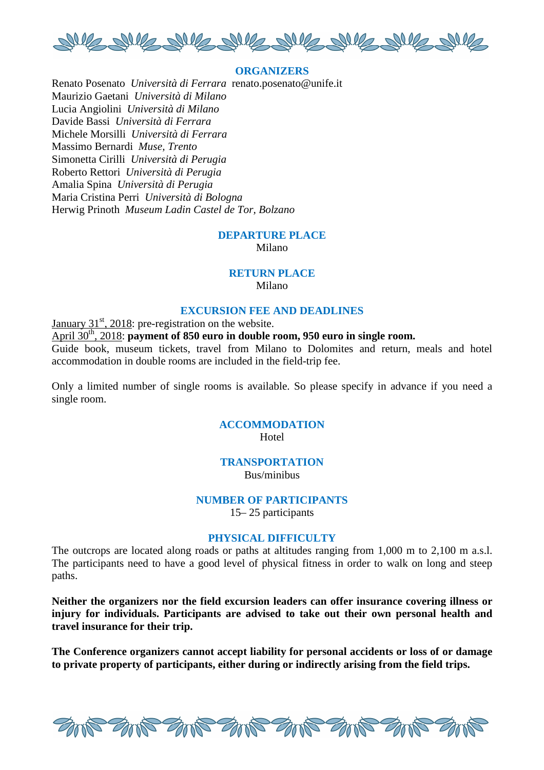## ORGANIZERS

Renato Posenato *Università di Ferrara* renato.posenato@unife.it
Maurizio Gaetani *Università di Milano*
Lucia Angiolini *Università di Milano*
Davide Bassi *Università di Ferrara*
Michele Morsilli *Università di Ferrara*
Massimo Bernardi *Muse, Trento*
Simonetta Cirilli *Università di Perugia*
Roberto Rettori *Università di Perugia*
Amalia Spina *Università di Perugia*
Maria Cristina Perri *Università di Bologna*
Herwig Prinoth *Museum Ladin Castel de Tor, Bolzano*

## DEPARTURE PLACE

Milano

## RETURN PLACE

Milano

## EXCURSION FEE AND DEADLINES

January 31st, 2018: pre-registration on the website.
April 30th, 2018: **payment of 850 euro in double room, 950 euro in single room.**
Guide book, museum tickets, travel from Milano to Dolomites and return, meals and hotel accommodation in double rooms are included in the field-trip fee.

Only a limited number of single rooms is available. So please specify in advance if you need a single room.

## ACCOMMODATION

Hotel

## TRANSPORTATION

Bus/minibus

## NUMBER OF PARTICIPANTS

15– 25 participants

## PHYSICAL DIFFICULTY

The outcrops are located along roads or paths at altitudes ranging from 1,000 m to 2,100 m a.s.l. The participants need to have a good level of physical fitness in order to walk on long and steep paths.

**Neither the organizers nor the field excursion leaders can offer insurance covering illness or injury for individuals. Participants are advised to take out their own personal health and travel insurance for their trip.**

**The Conference organizers cannot accept liability for personal accidents or loss of or damage to private property of participants, either during or indirectly arising from the field trips.**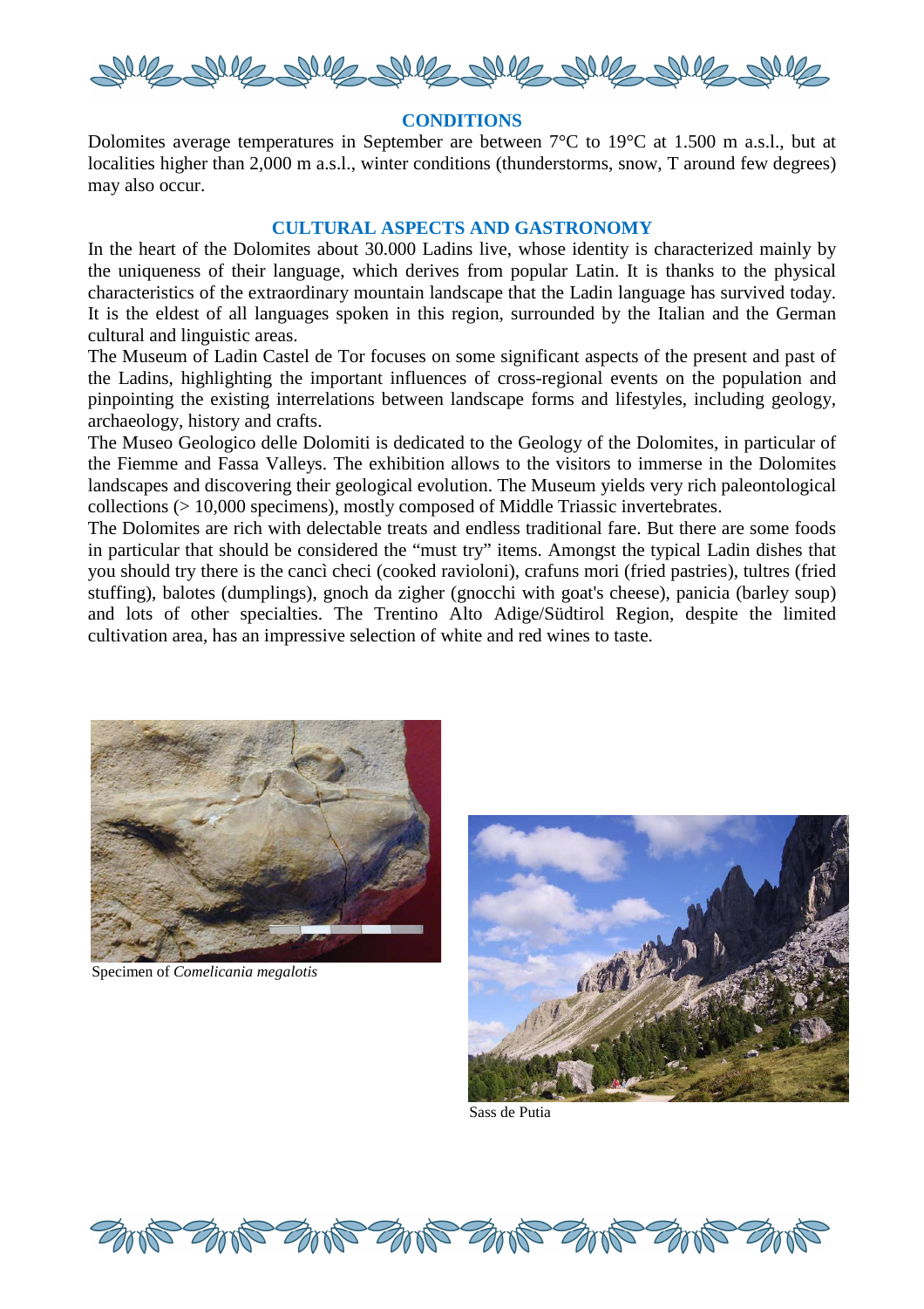## CONDITIONS

Dolomites average temperatures in September are between 7°C to 19°C at 1.500 m a.s.l., but at localities higher than 2,000 m a.s.l., winter conditions (thunderstorms, snow, T around few degrees) may also occur.

## CULTURAL ASPECTS AND GASTRONOMY

In the heart of the Dolomites about 30.000 Ladins live, whose identity is characterized mainly by the uniqueness of their language, which derives from popular Latin. It is thanks to the physical characteristics of the extraordinary mountain landscape that the Ladin language has survived today. It is the eldest of all languages spoken in this region, surrounded by the Italian and the German cultural and linguistic areas.

The Museum of Ladin Castel de Tor focuses on some significant aspects of the present and past of the Ladins, highlighting the important influences of cross-regional events on the population and pinpointing the existing interrelations between landscape forms and lifestyles, including geology, archaeology, history and crafts.

The Museo Geologico delle Dolomiti is dedicated to the Geology of the Dolomites, in particular of the Fiemme and Fassa Valleys. The exhibition allows to the visitors to immerse in the Dolomites landscapes and discovering their geological evolution. The Museum yields very rich paleontological collections (> 10,000 specimens), mostly composed of Middle Triassic invertebrates.

The Dolomites are rich with delectable treats and endless traditional fare. But there are some foods in particular that should be considered the "must try" items. Amongst the typical Ladin dishes that you should try there is the cancì checi (cooked ravioloni), crafuns mori (fried pastries), tultres (fried stuffing), balotes (dumplings), gnoch da zigher (gnocchi with goat's cheese), panicia (barley soup) and lots of other specialties. The Trentino Alto Adige/Südtirol Region, despite the limited cultivation area, has an impressive selection of white and red wines to taste.

Specimen of *Comelicania megalotis*

Sass de Putia